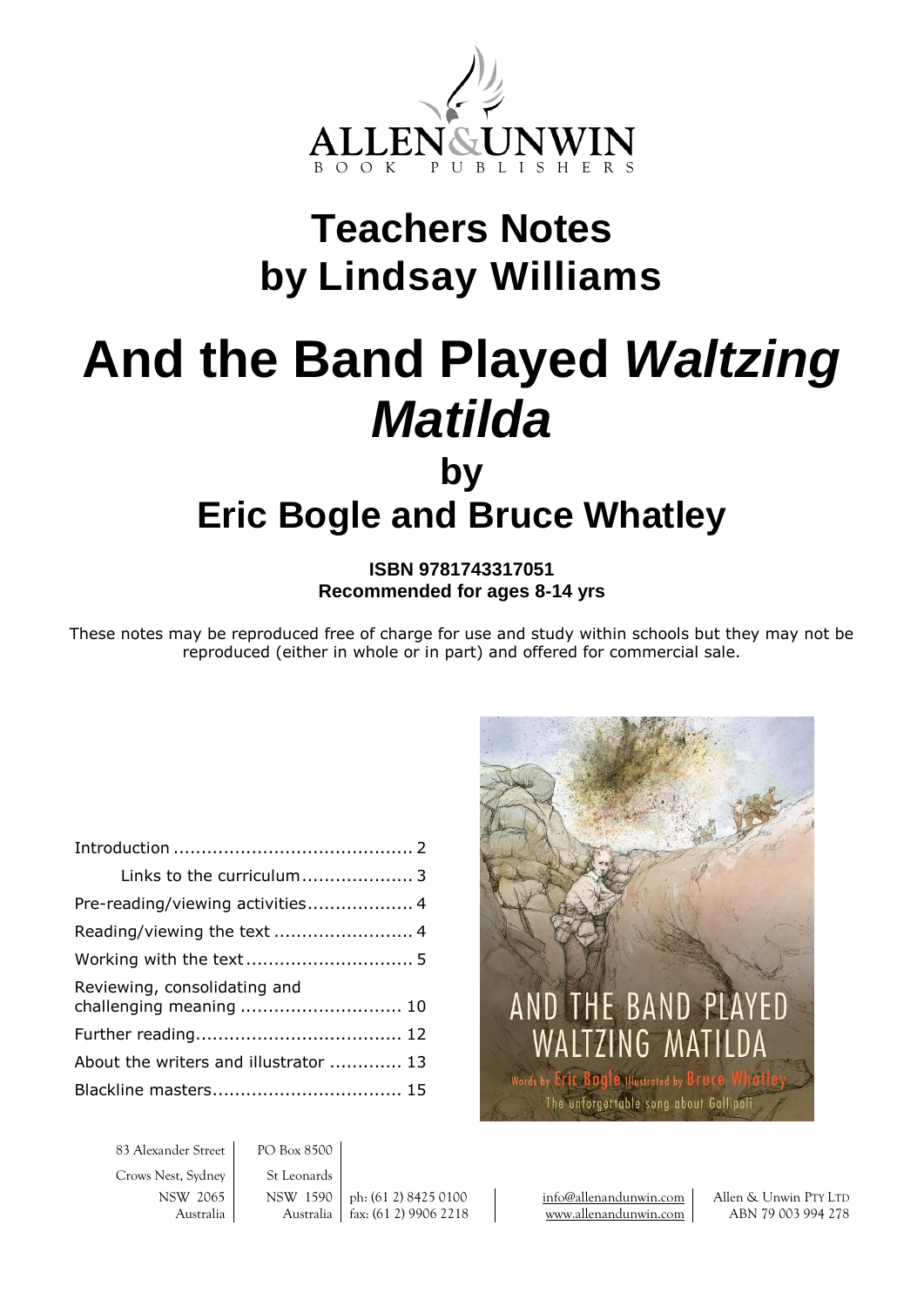# Teachers Notes by Lindsay Williams

# And the Band Played *Waltzing Matilda*

## by

## Eric Bogle and Bruce Whatley

**ISBN 9781743317051**
**Recommended for ages 8-14 yrs**

These notes may be reproduced free of charge for use and study within schools but they may not be reproduced (either in whole or in part) and offered for commercial sale.

| | |
|---|---|
| Introduction | 2 |
| Links to the curriculum | 3 |
| Pre-reading/viewing activities | 4 |
| Reading/viewing the text | 4 |
| Working with the text | 5 |
| Reviewing, consolidating and challenging meaning | 10 |
| Further reading | 12 |
| About the writers and illustrator | 13 |
| Blackline masters | 15 |

83 Alexander Street
Crows Nest, Sydney
NSW 2065
Australia

PO Box 8500
St Leonards
NSW 1590
Australia

ph: (61 2) 8425 0100
fax: (61 2) 9906 2218

info@allenandunwin.com
www.allenandunwin.com

Allen & Unwin PTY LTD
ABN 79 003 994 278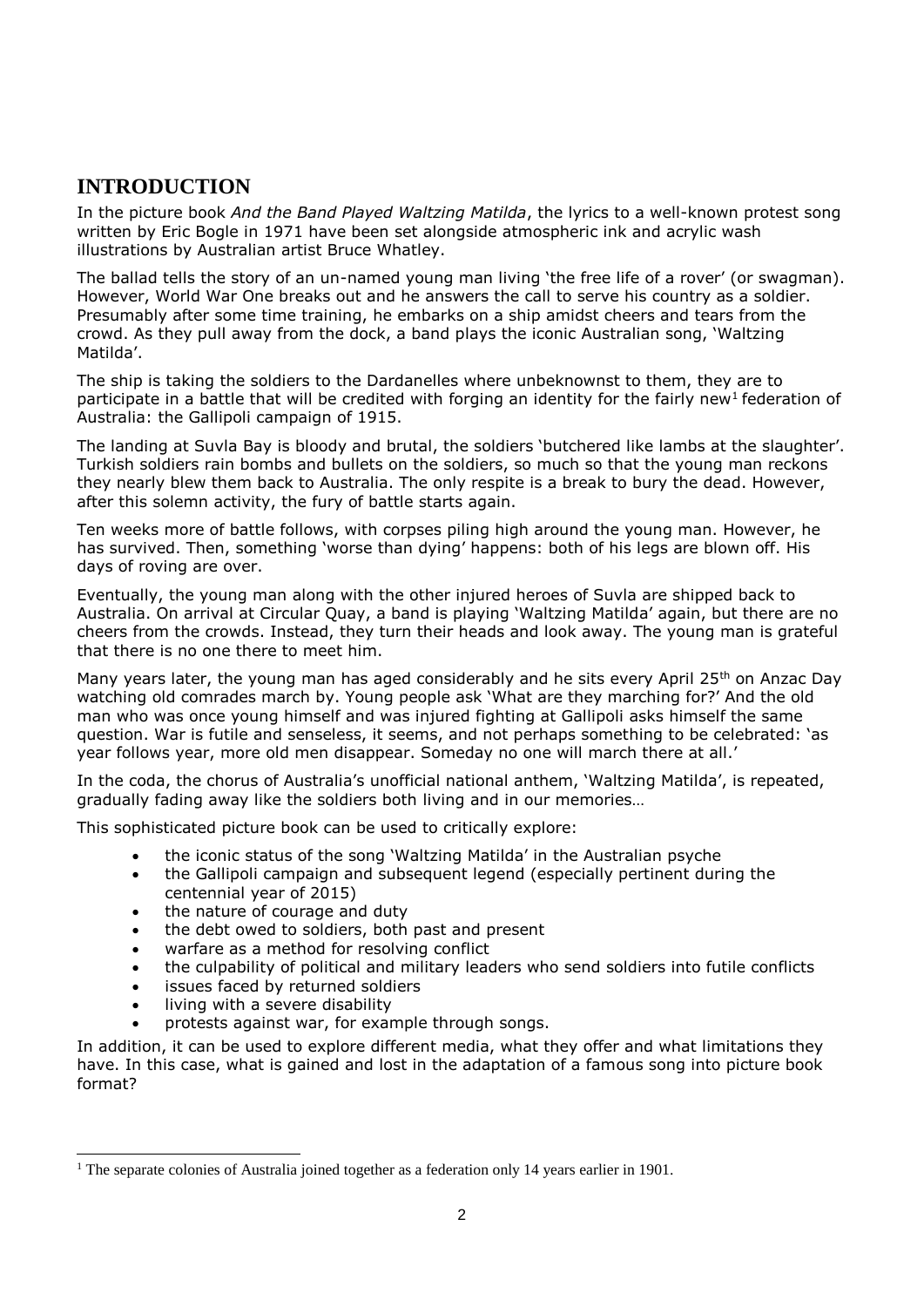## INTRODUCTION

In the picture book *And the Band Played Waltzing Matilda*, the lyrics to a well-known protest song written by Eric Bogle in 1971 have been set alongside atmospheric ink and acrylic wash illustrations by Australian artist Bruce Whatley.

The ballad tells the story of an un-named young man living 'the free life of a rover' (or swagman). However, World War One breaks out and he answers the call to serve his country as a soldier. Presumably after some time training, he embarks on a ship amidst cheers and tears from the crowd. As they pull away from the dock, a band plays the iconic Australian song, 'Waltzing Matilda'.

The ship is taking the soldiers to the Dardanelles where unbeknownst to them, they are to participate in a battle that will be credited with forging an identity for the fairly new[1] federation of Australia: the Gallipoli campaign of 1915.

The landing at Suvla Bay is bloody and brutal, the soldiers 'butchered like lambs at the slaughter'. Turkish soldiers rain bombs and bullets on the soldiers, so much so that the young man reckons they nearly blew them back to Australia. The only respite is a break to bury the dead. However, after this solemn activity, the fury of battle starts again.

Ten weeks more of battle follows, with corpses piling high around the young man. However, he has survived. Then, something 'worse than dying' happens: both of his legs are blown off. His days of roving are over.

Eventually, the young man along with the other injured heroes of Suvla are shipped back to Australia. On arrival at Circular Quay, a band is playing 'Waltzing Matilda' again, but there are no cheers from the crowds. Instead, they turn their heads and look away. The young man is grateful that there is no one there to meet him.

Many years later, the young man has aged considerably and he sits every April 25th on Anzac Day watching old comrades march by. Young people ask 'What are they marching for?' And the old man who was once young himself and was injured fighting at Gallipoli asks himself the same question. War is futile and senseless, it seems, and not perhaps something to be celebrated: 'as year follows year, more old men disappear. Someday no one will march there at all.'

In the coda, the chorus of Australia's unofficial national anthem, 'Waltzing Matilda', is repeated, gradually fading away like the soldiers both living and in our memories…

This sophisticated picture book can be used to critically explore:

- the iconic status of the song 'Waltzing Matilda' in the Australian psyche
- the Gallipoli campaign and subsequent legend (especially pertinent during the centennial year of 2015)
- the nature of courage and duty
- the debt owed to soldiers, both past and present
- warfare as a method for resolving conflict
- the culpability of political and military leaders who send soldiers into futile conflicts
- issues faced by returned soldiers
- living with a severe disability
- protests against war, for example through songs.

In addition, it can be used to explore different media, what they offer and what limitations they have. In this case, what is gained and lost in the adaptation of a famous song into picture book format?

[1] The separate colonies of Australia joined together as a federation only 14 years earlier in 1901.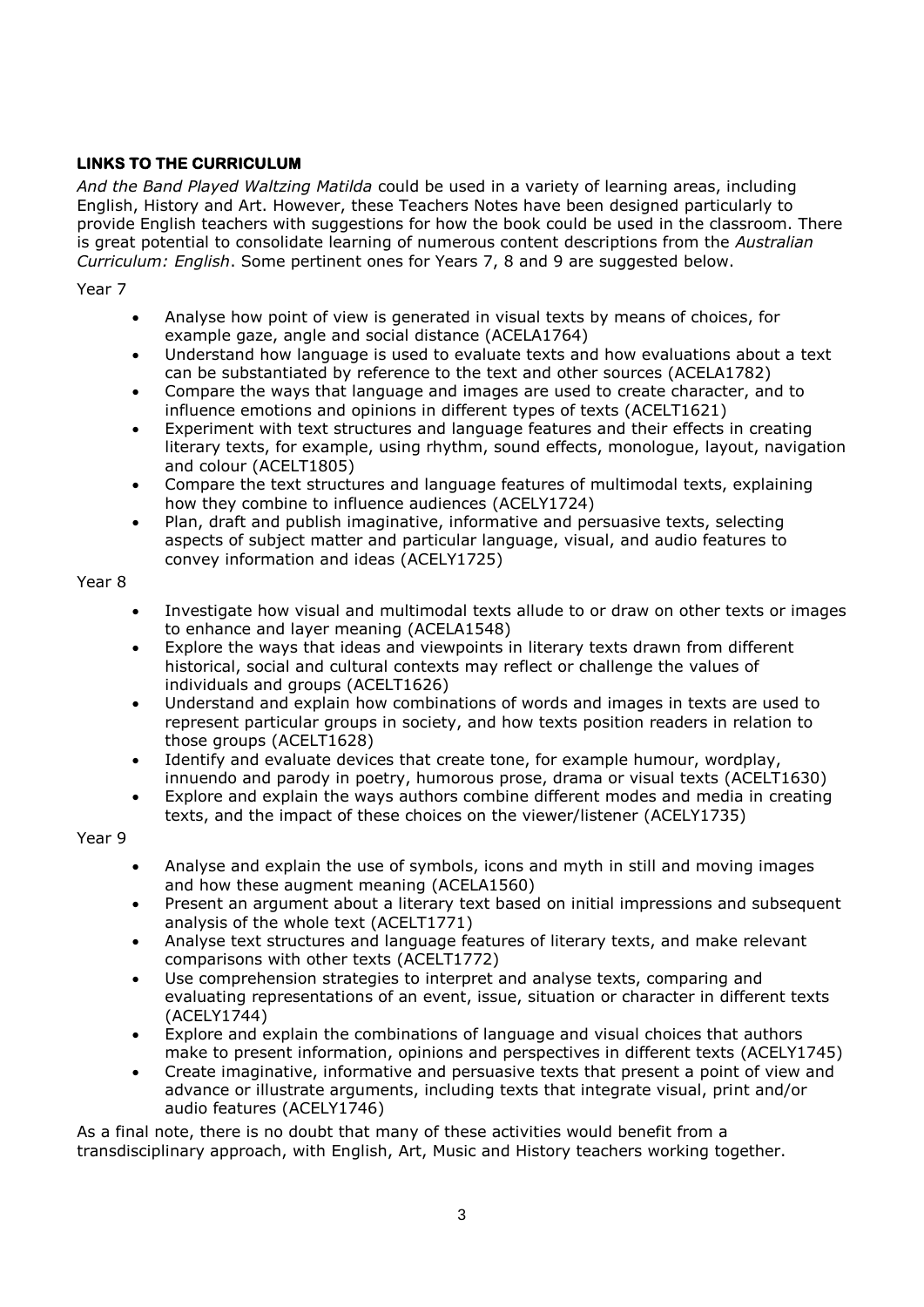## LINKS TO THE CURRICULUM

*And the Band Played Waltzing Matilda* could be used in a variety of learning areas, including English, History and Art. However, these Teachers Notes have been designed particularly to provide English teachers with suggestions for how the book could be used in the classroom. There is great potential to consolidate learning of numerous content descriptions from the *Australian Curriculum: English*. Some pertinent ones for Years 7, 8 and 9 are suggested below.

Year 7

- Analyse how point of view is generated in visual texts by means of choices, for example gaze, angle and social distance (ACELA1764)
- Understand how language is used to evaluate texts and how evaluations about a text can be substantiated by reference to the text and other sources (ACELA1782)
- Compare the ways that language and images are used to create character, and to influence emotions and opinions in different types of texts (ACELT1621)
- Experiment with text structures and language features and their effects in creating literary texts, for example, using rhythm, sound effects, monologue, layout, navigation and colour (ACELT1805)
- Compare the text structures and language features of multimodal texts, explaining how they combine to influence audiences (ACELY1724)
- Plan, draft and publish imaginative, informative and persuasive texts, selecting aspects of subject matter and particular language, visual, and audio features to convey information and ideas (ACELY1725)

Year 8

- Investigate how visual and multimodal texts allude to or draw on other texts or images to enhance and layer meaning (ACELA1548)
- Explore the ways that ideas and viewpoints in literary texts drawn from different historical, social and cultural contexts may reflect or challenge the values of individuals and groups (ACELT1626)
- Understand and explain how combinations of words and images in texts are used to represent particular groups in society, and how texts position readers in relation to those groups (ACELT1628)
- Identify and evaluate devices that create tone, for example humour, wordplay, innuendo and parody in poetry, humorous prose, drama or visual texts (ACELT1630)
- Explore and explain the ways authors combine different modes and media in creating texts, and the impact of these choices on the viewer/listener (ACELY1735)

Year 9

- Analyse and explain the use of symbols, icons and myth in still and moving images and how these augment meaning (ACELA1560)
- Present an argument about a literary text based on initial impressions and subsequent analysis of the whole text (ACELT1771)
- Analyse text structures and language features of literary texts, and make relevant comparisons with other texts (ACELT1772)
- Use comprehension strategies to interpret and analyse texts, comparing and evaluating representations of an event, issue, situation or character in different texts (ACELY1744)
- Explore and explain the combinations of language and visual choices that authors make to present information, opinions and perspectives in different texts (ACELY1745)
- Create imaginative, informative and persuasive texts that present a point of view and advance or illustrate arguments, including texts that integrate visual, print and/or audio features (ACELY1746)

As a final note, there is no doubt that many of these activities would benefit from a transdisciplinary approach, with English, Art, Music and History teachers working together.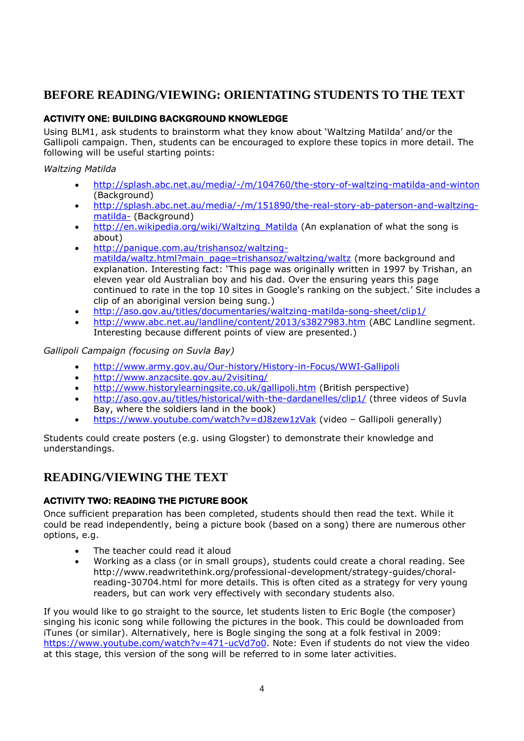## BEFORE READING/VIEWING: ORIENTATING STUDENTS TO THE TEXT

### ACTIVITY ONE: BUILDING BACKGROUND KNOWLEDGE

Using BLM1, ask students to brainstorm what they know about 'Waltzing Matilda' and/or the Gallipoli campaign. Then, students can be encouraged to explore these topics in more detail. The following will be useful starting points:

*Waltzing Matilda*

- http://splash.abc.net.au/media/-/m/104760/the-story-of-waltzing-matilda-and-winton (Background)
- http://splash.abc.net.au/media/-/m/151890/the-real-story-ab-paterson-and-waltzing-matilda- (Background)
- http://en.wikipedia.org/wiki/Waltzing_Matilda (An explanation of what the song is about)
- http://panique.com.au/trishansoz/waltzing-matilda/waltz.html?main_page=trishansoz/waltzing/waltz (more background and explanation. Interesting fact: 'This page was originally written in 1997 by Trishan, an eleven year old Australian boy and his dad. Over the ensuring years this page continued to rate in the top 10 sites in Google's ranking on the subject.' Site includes a clip of an aboriginal version being sung.)
- http://aso.gov.au/titles/documentaries/waltzing-matilda-song-sheet/clip1/
- http://www.abc.net.au/landline/content/2013/s3827983.htm (ABC Landline segment. Interesting because different points of view are presented.)

*Gallipoli Campaign (focusing on Suvla Bay)*

- http://www.army.gov.au/Our-history/History-in-Focus/WWI-Gallipoli
- http://www.anzacsite.gov.au/2visiting/
- http://www.historylearningsite.co.uk/gallipoli.htm (British perspective)
- http://aso.gov.au/titles/historical/with-the-dardanelles/clip1/ (three videos of Suvla Bay, where the soldiers land in the book)
- https://www.youtube.com/watch?v=dJ8zew1zVak (video – Gallipoli generally)

Students could create posters (e.g. using Glogster) to demonstrate their knowledge and understandings.

## READING/VIEWING THE TEXT

### ACTIVITY TWO: READING THE PICTURE BOOK

Once sufficient preparation has been completed, students should then read the text. While it could be read independently, being a picture book (based on a song) there are numerous other options, e.g.

- The teacher could read it aloud
- Working as a class (or in small groups), students could create a choral reading. See http://www.readwritethink.org/professional-development/strategy-guides/choral-reading-30704.html for more details. This is often cited as a strategy for very young readers, but can work very effectively with secondary students also.

If you would like to go straight to the source, let students listen to Eric Bogle (the composer) singing his iconic song while following the pictures in the book. This could be downloaded from iTunes (or similar). Alternatively, here is Bogle singing the song at a folk festival in 2009: https://www.youtube.com/watch?v=471-ucVd7o0. Note: Even if students do not view the video at this stage, this version of the song will be referred to in some later activities.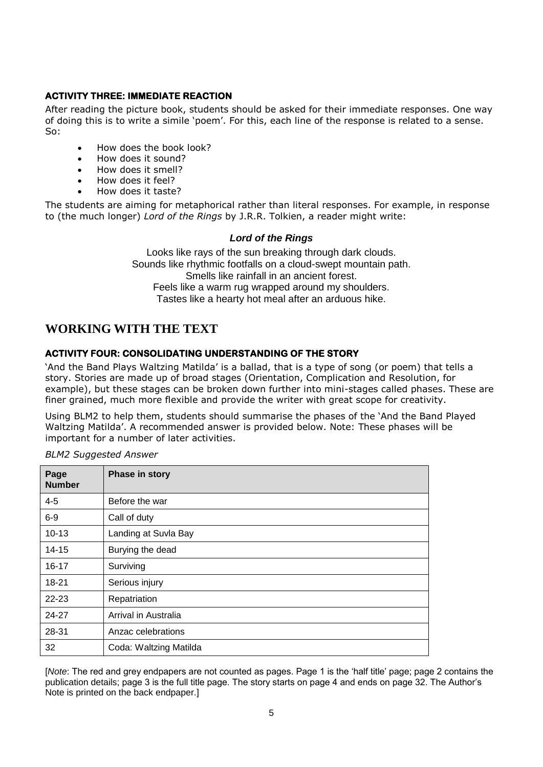#### ACTIVITY THREE: IMMEDIATE REACTION

After reading the picture book, students should be asked for their immediate responses. One way of doing this is to write a simile 'poem'. For this, each line of the response is related to a sense. So:

- How does the book look?
- How does it sound?
- How does it smell?
- How does it feel?
- How does it taste?

The students are aiming for metaphorical rather than literal responses. For example, in response to (the much longer) *Lord of the Rings* by J.R.R. Tolkien, a reader might write:

***Lord of the Rings***

Looks like rays of the sun breaking through dark clouds.
Sounds like rhythmic footfalls on a cloud-swept mountain path.
Smells like rainfall in an ancient forest.
Feels like a warm rug wrapped around my shoulders.
Tastes like a hearty hot meal after an arduous hike.

## WORKING WITH THE TEXT

#### ACTIVITY FOUR: CONSOLIDATING UNDERSTANDING OF THE STORY

'And the Band Plays Waltzing Matilda' is a ballad, that is a type of song (or poem) that tells a story. Stories are made up of broad stages (Orientation, Complication and Resolution, for example), but these stages can be broken down further into mini-stages called phases. These are finer grained, much more flexible and provide the writer with great scope for creativity.

Using BLM2 to help them, students should summarise the phases of the 'And the Band Played Waltzing Matilda'. A recommended answer is provided below. Note: These phases will be important for a number of later activities.

*BLM2 Suggested Answer*

| Page Number | Phase in story |
|---|---|
| 4-5 | Before the war |
| 6-9 | Call of duty |
| 10-13 | Landing at Suvla Bay |
| 14-15 | Burying the dead |
| 16-17 | Surviving |
| 18-21 | Serious injury |
| 22-23 | Repatriation |
| 24-27 | Arrival in Australia |
| 28-31 | Anzac celebrations |
| 32 | Coda: Waltzing Matilda |

[*Note*: The red and grey endpapers are not counted as pages. Page 1 is the 'half title' page; page 2 contains the publication details; page 3 is the full title page. The story starts on page 4 and ends on page 32. The Author's Note is printed on the back endpaper.]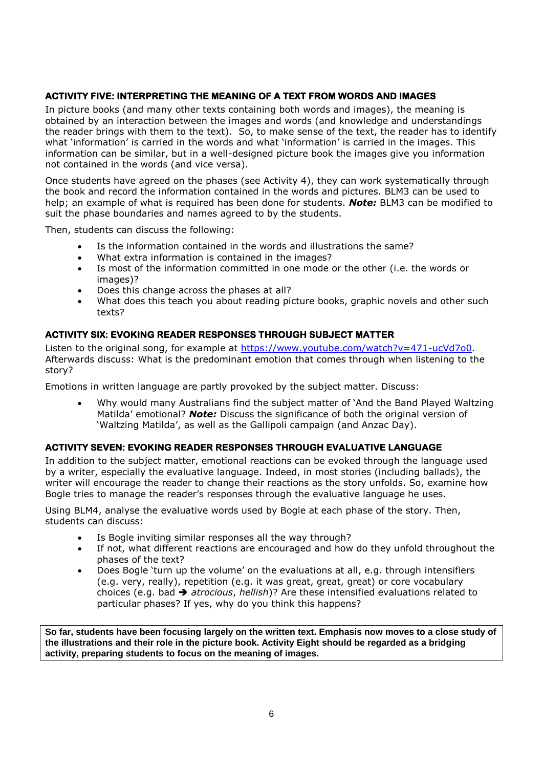### ACTIVITY FIVE: INTERPRETING THE MEANING OF A TEXT FROM WORDS AND IMAGES

In picture books (and many other texts containing both words and images), the meaning is obtained by an interaction between the images and words (and knowledge and understandings the reader brings with them to the text). So, to make sense of the text, the reader has to identify what 'information' is carried in the words and what 'information' is carried in the images. This information can be similar, but in a well-designed picture book the images give you information not contained in the words (and vice versa).

Once students have agreed on the phases (see Activity 4), they can work systematically through the book and record the information contained in the words and pictures. BLM3 can be used to help; an example of what is required has been done for students. ***Note:*** BLM3 can be modified to suit the phase boundaries and names agreed to by the students.

Then, students can discuss the following:

- Is the information contained in the words and illustrations the same?
- What extra information is contained in the images?
- Is most of the information committed in one mode or the other (i.e. the words or images)?
- Does this change across the phases at all?
- What does this teach you about reading picture books, graphic novels and other such texts?

### ACTIVITY SIX: EVOKING READER RESPONSES THROUGH SUBJECT MATTER

Listen to the original song, for example at [https://www.youtube.com/watch?v=471-ucVd7o0](https://www.youtube.com/watch?v=471-ucVd7o0). Afterwards discuss: What is the predominant emotion that comes through when listening to the story?

Emotions in written language are partly provoked by the subject matter. Discuss:

- Why would many Australians find the subject matter of 'And the Band Played Waltzing Matilda' emotional? ***Note:*** Discuss the significance of both the original version of 'Waltzing Matilda', as well as the Gallipoli campaign (and Anzac Day).

### ACTIVITY SEVEN: EVOKING READER RESPONSES THROUGH EVALUATIVE LANGUAGE

In addition to the subject matter, emotional reactions can be evoked through the language used by a writer, especially the evaluative language. Indeed, in most stories (including ballads), the writer will encourage the reader to change their reactions as the story unfolds. So, examine how Bogle tries to manage the reader's responses through the evaluative language he uses.

Using BLM4, analyse the evaluative words used by Bogle at each phase of the story. Then, students can discuss:

- Is Bogle inviting similar responses all the way through?
- If not, what different reactions are encouraged and how do they unfold throughout the phases of the text?
- Does Bogle 'turn up the volume' on the evaluations at all, e.g. through intensifiers (e.g. very, really), repetition (e.g. it was great, great, great) or core vocabulary choices (e.g. bad ➔ *atrocious*, *hellish*)? Are these intensified evaluations related to particular phases? If yes, why do you think this happens?

**So far, students have been focusing largely on the written text. Emphasis now moves to a close study of the illustrations and their role in the picture book. Activity Eight should be regarded as a bridging activity, preparing students to focus on the meaning of images.**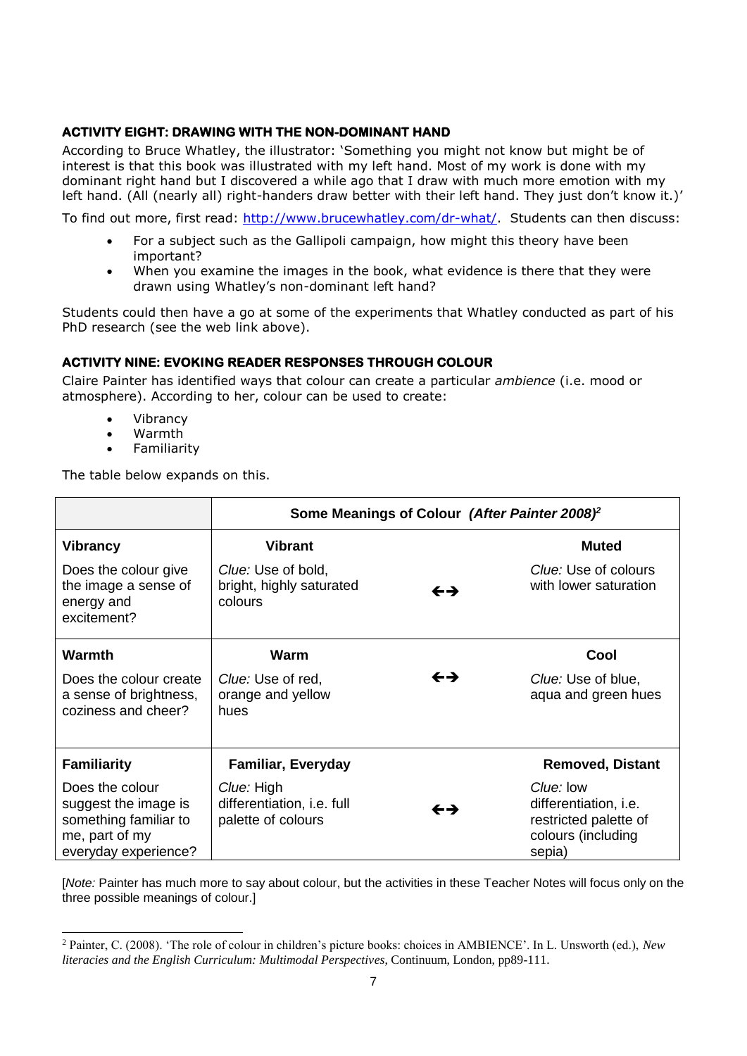### ACTIVITY EIGHT: DRAWING WITH THE NON-DOMINANT HAND

According to Bruce Whatley, the illustrator: 'Something you might not know but might be of interest is that this book was illustrated with my left hand. Most of my work is done with my dominant right hand but I discovered a while ago that I draw with much more emotion with my left hand. (All (nearly all) right-handers draw better with their left hand. They just don't know it.)'

To find out more, first read: http://www.brucewhatley.com/dr-what/. Students can then discuss:

- For a subject such as the Gallipoli campaign, how might this theory have been important?
- When you examine the images in the book, what evidence is there that they were drawn using Whatley's non-dominant left hand?

Students could then have a go at some of the experiments that Whatley conducted as part of his PhD research (see the web link above).

### ACTIVITY NINE: EVOKING READER RESPONSES THROUGH COLOUR

Claire Painter has identified ways that colour can create a particular *ambience* (i.e. mood or atmosphere). According to her, colour can be used to create:

- Vibrancy
- Warmth
- Familiarity

The table below expands on this.

| | **Some Meanings of Colour** *(After Painter 2008)*[2] | | |
|---|---|---|---|
| **Vibrancy**<br>Does the colour give the image a sense of energy and excitement? | **Vibrant**<br>*Clue:* Use of bold, bright, highly saturated colours | ←→ | **Muted**<br>*Clue:* Use of colours with lower saturation |
| **Warmth**<br>Does the colour create a sense of brightness, coziness and cheer? | **Warm**<br>*Clue:* Use of red, orange and yellow hues | ←→ | **Cool**<br>*Clue:* Use of blue, aqua and green hues |
| **Familiarity**<br>Does the colour suggest the image is something familiar to me, part of my everyday experience? | **Familiar, Everyday**<br>*Clue:* High differentiation, i.e. full palette of colours | ←→ | **Removed, Distant**<br>*Clue:* low differentiation, i.e. restricted palette of colours (including sepia) |

[*Note:* Painter has much more to say about colour, but the activities in these Teacher Notes will focus only on the three possible meanings of colour.]

[2] Painter, C. (2008). 'The role of colour in children's picture books: choices in AMBIENCE'. In L. Unsworth (ed.), *New literacies and the English Curriculum: Multimodal Perspectives*, Continuum, London, pp89-111.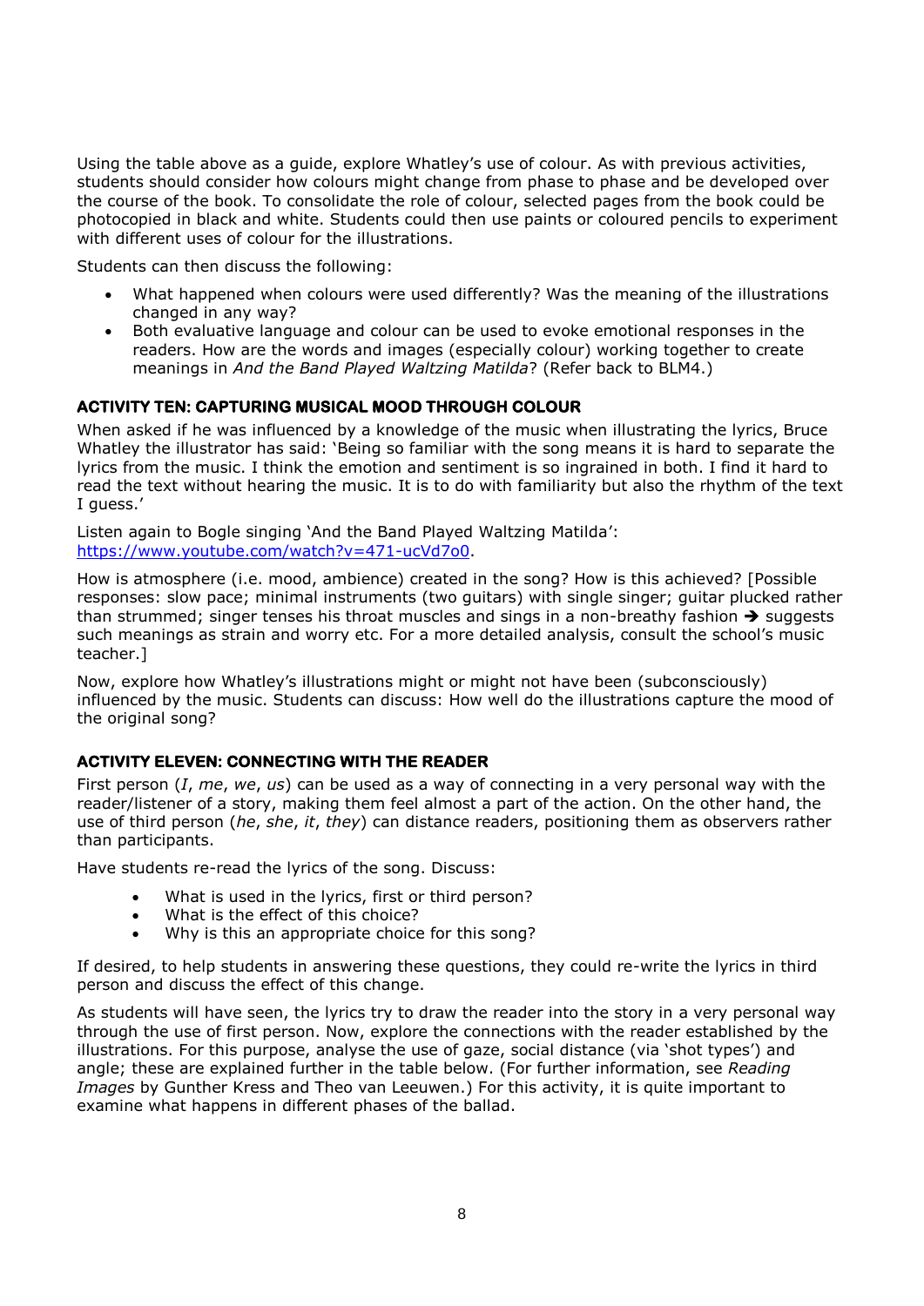Using the table above as a guide, explore Whatley's use of colour. As with previous activities, students should consider how colours might change from phase to phase and be developed over the course of the book. To consolidate the role of colour, selected pages from the book could be photocopied in black and white. Students could then use paints or coloured pencils to experiment with different uses of colour for the illustrations.

Students can then discuss the following:

- What happened when colours were used differently? Was the meaning of the illustrations changed in any way?
- Both evaluative language and colour can be used to evoke emotional responses in the readers. How are the words and images (especially colour) working together to create meanings in *And the Band Played Waltzing Matilda*? (Refer back to BLM4.)

### ACTIVITY TEN: CAPTURING MUSICAL MOOD THROUGH COLOUR

When asked if he was influenced by a knowledge of the music when illustrating the lyrics, Bruce Whatley the illustrator has said: 'Being so familiar with the song means it is hard to separate the lyrics from the music. I think the emotion and sentiment is so ingrained in both. I find it hard to read the text without hearing the music. It is to do with familiarity but also the rhythm of the text I guess.'

Listen again to Bogle singing 'And the Band Played Waltzing Matilda': https://www.youtube.com/watch?v=471-ucVd7o0.

How is atmosphere (i.e. mood, ambience) created in the song? How is this achieved? [Possible responses: slow pace; minimal instruments (two guitars) with single singer; guitar plucked rather than strummed; singer tenses his throat muscles and sings in a non-breathy fashion ➔ suggests such meanings as strain and worry etc. For a more detailed analysis, consult the school's music teacher.]

Now, explore how Whatley's illustrations might or might not have been (subconsciously) influenced by the music. Students can discuss: How well do the illustrations capture the mood of the original song?

### ACTIVITY ELEVEN: CONNECTING WITH THE READER

First person (*I*, *me*, *we*, *us*) can be used as a way of connecting in a very personal way with the reader/listener of a story, making them feel almost a part of the action. On the other hand, the use of third person (*he*, *she*, *it*, *they*) can distance readers, positioning them as observers rather than participants.

Have students re-read the lyrics of the song. Discuss:

- What is used in the lyrics, first or third person?
- What is the effect of this choice?
- Why is this an appropriate choice for this song?

If desired, to help students in answering these questions, they could re-write the lyrics in third person and discuss the effect of this change.

As students will have seen, the lyrics try to draw the reader into the story in a very personal way through the use of first person. Now, explore the connections with the reader established by the illustrations. For this purpose, analyse the use of gaze, social distance (via 'shot types') and angle; these are explained further in the table below. (For further information, see *Reading Images* by Gunther Kress and Theo van Leeuwen.) For this activity, it is quite important to examine what happens in different phases of the ballad.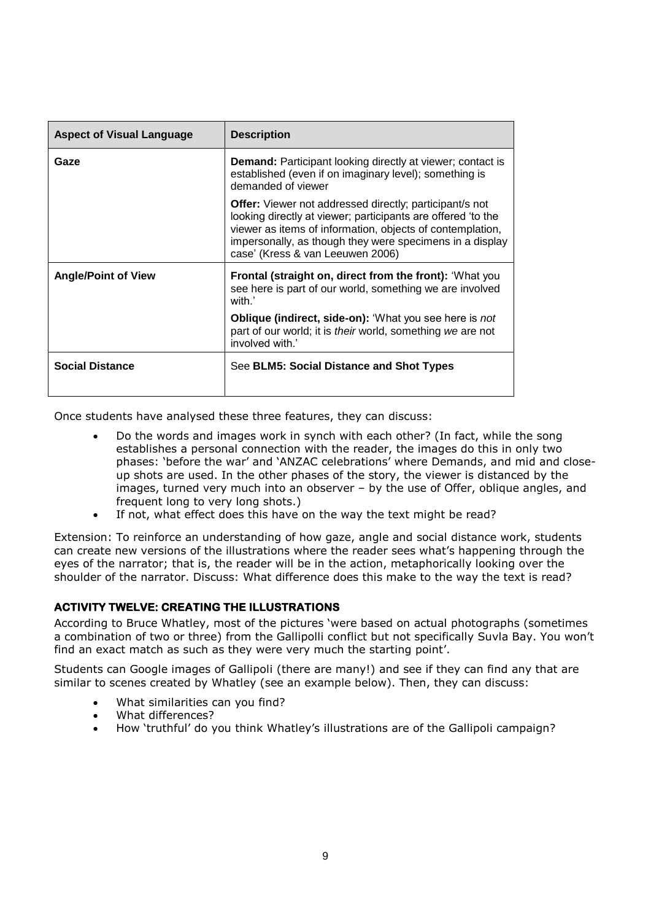| Aspect of Visual Language | Description |
| --- | --- |
| **Gaze** | **Demand:** Participant looking directly at viewer; contact is established (even if on imaginary level); something is demanded of viewer<br><br>**Offer:** Viewer not addressed directly; participant/s not looking directly at viewer; participants are offered 'to the viewer as items of information, objects of contemplation, impersonally, as though they were specimens in a display case' (Kress & van Leeuwen 2006) |
| **Angle/Point of View** | **Frontal (straight on, direct from the front):** 'What you see here is part of our world, something we are involved with.'<br><br>**Oblique (indirect, side-on):** 'What you see here is *not* part of our world; it is *their* world, something *we* are not involved with.' |
| **Social Distance** | See **BLM5: Social Distance and Shot Types** |

Once students have analysed these three features, they can discuss:

- Do the words and images work in synch with each other? (In fact, while the song establishes a personal connection with the reader, the images do this in only two phases: 'before the war' and 'ANZAC celebrations' where Demands, and mid and close-up shots are used. In the other phases of the story, the viewer is distanced by the images, turned very much into an observer – by the use of Offer, oblique angles, and frequent long to very long shots.)
- If not, what effect does this have on the way the text might be read?

Extension: To reinforce an understanding of how gaze, angle and social distance work, students can create new versions of the illustrations where the reader sees what's happening through the eyes of the narrator; that is, the reader will be in the action, metaphorically looking over the shoulder of the narrator. Discuss: What difference does this make to the way the text is read?

### ACTIVITY TWELVE: CREATING THE ILLUSTRATIONS

According to Bruce Whatley, most of the pictures 'were based on actual photographs (sometimes a combination of two or three) from the Gallipolli conflict but not specifically Suvla Bay. You won't find an exact match as such as they were very much the starting point'.

Students can Google images of Gallipoli (there are many!) and see if they can find any that are similar to scenes created by Whatley (see an example below). Then, they can discuss:

- What similarities can you find?
- What differences?
- How 'truthful' do you think Whatley's illustrations are of the Gallipoli campaign?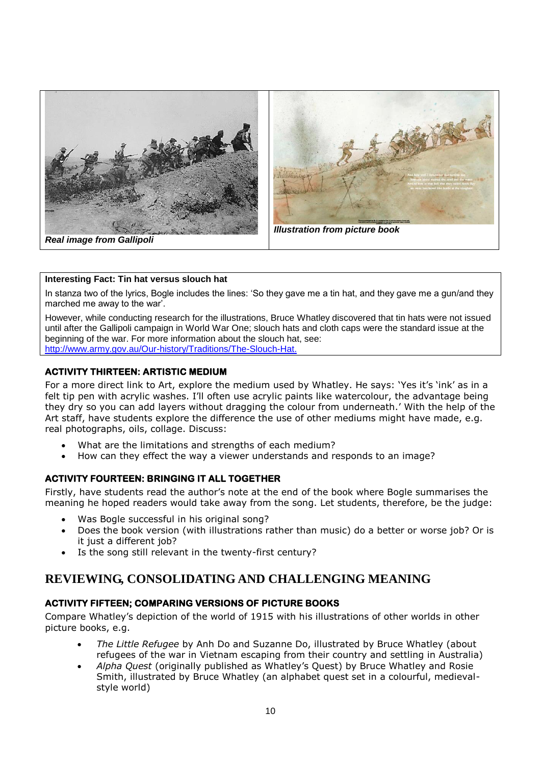*Real image from Gallipoli*

*Illustration from picture book*

**Interesting Fact: Tin hat versus slouch hat**

In stanza two of the lyrics, Bogle includes the lines: 'So they gave me a tin hat, and they gave me a gun/and they marched me away to the war'.

However, while conducting research for the illustrations, Bruce Whatley discovered that tin hats were not issued until after the Gallipoli campaign in World War One; slouch hats and cloth caps were the standard issue at the beginning of the war. For more information about the slouch hat, see: http://www.army.gov.au/Our-history/Traditions/The-Slouch-Hat.

### ACTIVITY THIRTEEN: ARTISTIC MEDIUM

For a more direct link to Art, explore the medium used by Whatley. He says: 'Yes it's 'ink' as in a felt tip pen with acrylic washes. I'll often use acrylic paints like watercolour, the advantage being they dry so you can add layers without dragging the colour from underneath.' With the help of the Art staff, have students explore the difference the use of other mediums might have made, e.g. real photographs, oils, collage. Discuss:

- What are the limitations and strengths of each medium?
- How can they effect the way a viewer understands and responds to an image?

### ACTIVITY FOURTEEN: BRINGING IT ALL TOGETHER

Firstly, have students read the author's note at the end of the book where Bogle summarises the meaning he hoped readers would take away from the song. Let students, therefore, be the judge:

- Was Bogle successful in his original song?
- Does the book version (with illustrations rather than music) do a better or worse job? Or is it just a different job?
- Is the song still relevant in the twenty-first century?

## REVIEWING, CONSOLIDATING AND CHALLENGING MEANING

### ACTIVITY FIFTEEN; COMPARING VERSIONS OF PICTURE BOOKS

Compare Whatley's depiction of the world of 1915 with his illustrations of other worlds in other picture books, e.g.

- *The Little Refugee* by Anh Do and Suzanne Do, illustrated by Bruce Whatley (about refugees of the war in Vietnam escaping from their country and settling in Australia)
- *Alpha Quest* (originally published as Whatley's Quest) by Bruce Whatley and Rosie Smith, illustrated by Bruce Whatley (an alphabet quest set in a colourful, medieval-style world)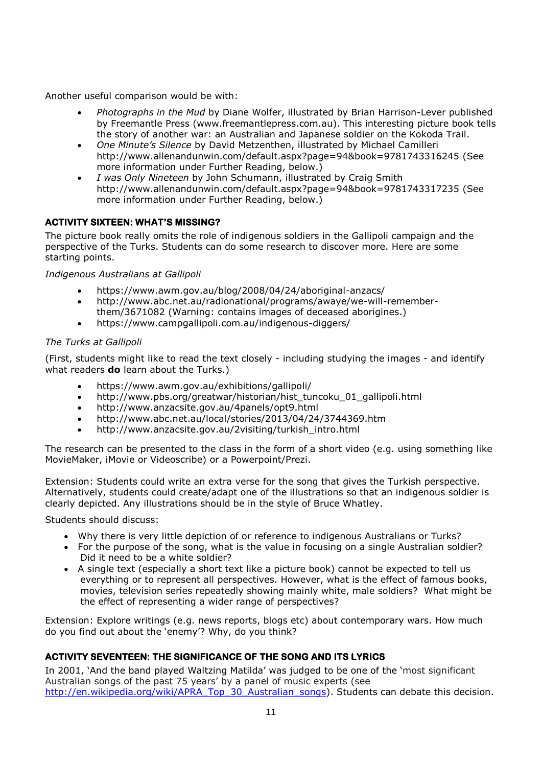Another useful comparison would be with:

- *Photographs in the Mud* by Diane Wolfer, illustrated by Brian Harrison-Lever published by Freemantle Press (www.freemantlepress.com.au). This interesting picture book tells the story of another war: an Australian and Japanese soldier on the Kokoda Trail.
- *One Minute's Silence* by David Metzenthen, illustrated by Michael Camilleri http://www.allenandunwin.com/default.aspx?page=94&book=9781743316245 (See more information under Further Reading, below.)
- *I was Only Nineteen* by John Schumann, illustrated by Craig Smith http://www.allenandunwin.com/default.aspx?page=94&book=9781743317235 (See more information under Further Reading, below.)

### ACTIVITY SIXTEEN: WHAT'S MISSING?

The picture book really omits the role of indigenous soldiers in the Gallipoli campaign and the perspective of the Turks. Students can do some research to discover more. Here are some starting points.

*Indigenous Australians at Gallipoli*

- https://www.awm.gov.au/blog/2008/04/24/aboriginal-anzacs/
- http://www.abc.net.au/radionational/programs/awaye/we-will-remember-them/3671082 (Warning: contains images of deceased aborigines.)
- https://www.campgallipoli.com.au/indigenous-diggers/

*The Turks at Gallipoli*

(First, students might like to read the text closely - including studying the images - and identify what readers **do** learn about the Turks.)

- https://www.awm.gov.au/exhibitions/gallipoli/
- http://www.pbs.org/greatwar/historian/hist_tuncoku_01_gallipoli.html
- http://www.anzacsite.gov.au/4panels/opt9.html
- http://www.abc.net.au/local/stories/2013/04/24/3744369.htm
- http://www.anzacsite.gov.au/2visiting/turkish_intro.html

The research can be presented to the class in the form of a short video (e.g. using something like MovieMaker, iMovie or Videoscribe) or a Powerpoint/Prezi.

Extension: Students could write an extra verse for the song that gives the Turkish perspective. Alternatively, students could create/adapt one of the illustrations so that an indigenous soldier is clearly depicted. Any illustrations should be in the style of Bruce Whatley.

Students should discuss:

- Why there is very little depiction of or reference to indigenous Australians or Turks?
- For the purpose of the song, what is the value in focusing on a single Australian soldier? Did it need to be a white soldier?
- A single text (especially a short text like a picture book) cannot be expected to tell us everything or to represent all perspectives. However, what is the effect of famous books, movies, television series repeatedly showing mainly white, male soldiers? What might be the effect of representing a wider range of perspectives?

Extension: Explore writings (e.g. news reports, blogs etc) about contemporary wars. How much do you find out about the 'enemy'? Why, do you think?

### ACTIVITY SEVENTEEN: THE SIGNIFICANCE OF THE SONG AND ITS LYRICS

In 2001, 'And the band played Waltzing Matilda' was judged to be one of the 'most significant Australian songs of the past 75 years' by a panel of music experts (see http://en.wikipedia.org/wiki/APRA_Top_30_Australian_songs). Students can debate this decision.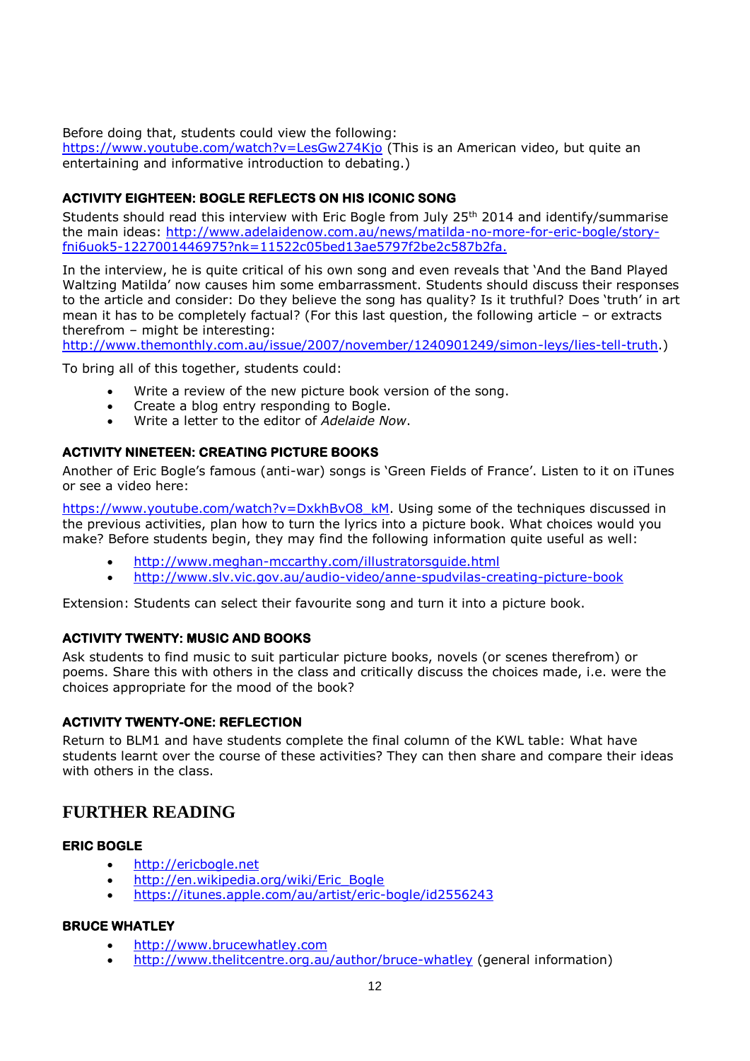Before doing that, students could view the following: https://www.youtube.com/watch?v=LesGw274Kjo (This is an American video, but quite an entertaining and informative introduction to debating.)

#### ACTIVITY EIGHTEEN: BOGLE REFLECTS ON HIS ICONIC SONG

Students should read this interview with Eric Bogle from July 25th 2014 and identify/summarise the main ideas: http://www.adelaidenow.com.au/news/matilda-no-more-for-eric-bogle/story-fni6uok5-1227001446975?nk=11522c05bed13ae5797f2be2c587b2fa.

In the interview, he is quite critical of his own song and even reveals that 'And the Band Played Waltzing Matilda' now causes him some embarrassment. Students should discuss their responses to the article and consider: Do they believe the song has quality? Is it truthful? Does 'truth' in art mean it has to be completely factual? (For this last question, the following article – or extracts therefrom – might be interesting: http://www.themonthly.com.au/issue/2007/november/1240901249/simon-leys/lies-tell-truth.)

To bring all of this together, students could:

- Write a review of the new picture book version of the song.
- Create a blog entry responding to Bogle.
- Write a letter to the editor of *Adelaide Now*.

#### ACTIVITY NINETEEN: CREATING PICTURE BOOKS

Another of Eric Bogle's famous (anti-war) songs is 'Green Fields of France'. Listen to it on iTunes or see a video here:

https://www.youtube.com/watch?v=DxkhBvO8_kM. Using some of the techniques discussed in the previous activities, plan how to turn the lyrics into a picture book. What choices would you make? Before students begin, they may find the following information quite useful as well:

- http://www.meghan-mccarthy.com/illustratorsguide.html
- http://www.slv.vic.gov.au/audio-video/anne-spudvilas-creating-picture-book

Extension: Students can select their favourite song and turn it into a picture book.

#### ACTIVITY TWENTY: MUSIC AND BOOKS

Ask students to find music to suit particular picture books, novels (or scenes therefrom) or poems. Share this with others in the class and critically discuss the choices made, i.e. were the choices appropriate for the mood of the book?

#### ACTIVITY TWENTY-ONE: REFLECTION

Return to BLM1 and have students complete the final column of the KWL table: What have students learnt over the course of these activities? They can then share and compare their ideas with others in the class.

## FURTHER READING

#### ERIC BOGLE

- http://ericbogle.net
- http://en.wikipedia.org/wiki/Eric_Bogle
- https://itunes.apple.com/au/artist/eric-bogle/id2556243

#### BRUCE WHATLEY

- http://www.brucewhatley.com
- http://www.thelitcentre.org.au/author/bruce-whatley (general information)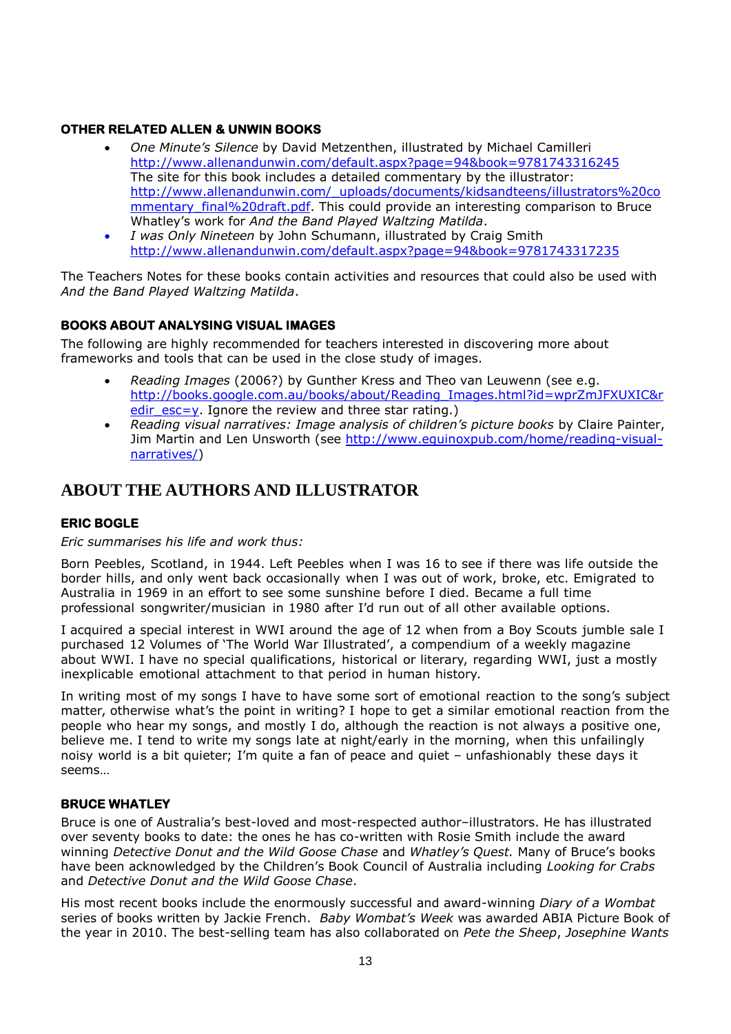### OTHER RELATED ALLEN & UNWIN BOOKS

- *One Minute's Silence* by David Metzenthen, illustrated by Michael Camilleri [http://www.allenandunwin.com/default.aspx?page=94&book=9781743316245](http://www.allenandunwin.com/default.aspx?page=94&book=9781743316245) The site for this book includes a detailed commentary by the illustrator: [http://www.allenandunwin.com/_uploads/documents/kidsandteens/illustrators%20commentary_final%20draft.pdf](http://www.allenandunwin.com/_uploads/documents/kidsandteens/illustrators%20commentary_final%20draft.pdf). This could provide an interesting comparison to Bruce Whatley's work for *And the Band Played Waltzing Matilda*.
- *I was Only Nineteen* by John Schumann, illustrated by Craig Smith [http://www.allenandunwin.com/default.aspx?page=94&book=9781743317235](http://www.allenandunwin.com/default.aspx?page=94&book=9781743317235)

The Teachers Notes for these books contain activities and resources that could also be used with *And the Band Played Waltzing Matilda*.

### BOOKS ABOUT ANALYSING VISUAL IMAGES

The following are highly recommended for teachers interested in discovering more about frameworks and tools that can be used in the close study of images.

- *Reading Images* (2006?) by Gunther Kress and Theo van Leuwenn (see e.g. [http://books.google.com.au/books/about/Reading_Images.html?id=wprZmJFXUXIC&redir_esc=y](http://books.google.com.au/books/about/Reading_Images.html?id=wprZmJFXUXIC&redir_esc=y). Ignore the review and three star rating.)
- *Reading visual narratives: Image analysis of children's picture books* by Claire Painter, Jim Martin and Len Unsworth (see [http://www.equinoxpub.com/home/reading-visual-narratives/](http://www.equinoxpub.com/home/reading-visual-narratives/))

## ABOUT THE AUTHORS AND ILLUSTRATOR

### ERIC BOGLE

*Eric summarises his life and work thus:*

Born Peebles, Scotland, in 1944. Left Peebles when I was 16 to see if there was life outside the border hills, and only went back occasionally when I was out of work, broke, etc. Emigrated to Australia in 1969 in an effort to see some sunshine before I died. Became a full time professional songwriter/musician in 1980 after I'd run out of all other available options.

I acquired a special interest in WWI around the age of 12 when from a Boy Scouts jumble sale I purchased 12 Volumes of 'The World War Illustrated', a compendium of a weekly magazine about WWI. I have no special qualifications, historical or literary, regarding WWI, just a mostly inexplicable emotional attachment to that period in human history.

In writing most of my songs I have to have some sort of emotional reaction to the song's subject matter, otherwise what's the point in writing? I hope to get a similar emotional reaction from the people who hear my songs, and mostly I do, although the reaction is not always a positive one, believe me. I tend to write my songs late at night/early in the morning, when this unfailingly noisy world is a bit quieter; I'm quite a fan of peace and quiet – unfashionably these days it seems…

### BRUCE WHATLEY

Bruce is one of Australia's best-loved and most-respected author–illustrators. He has illustrated over seventy books to date: the ones he has co-written with Rosie Smith include the award winning *Detective Donut and the Wild Goose Chase* and *Whatley's Quest.* Many of Bruce's books have been acknowledged by the Children's Book Council of Australia including *Looking for Crabs* and *Detective Donut and the Wild Goose Chase*.

His most recent books include the enormously successful and award-winning *Diary of a Wombat* series of books written by Jackie French. *Baby Wombat's Week* was awarded ABIA Picture Book of the year in 2010. The best-selling team has also collaborated on *Pete the Sheep*, *Josephine Wants*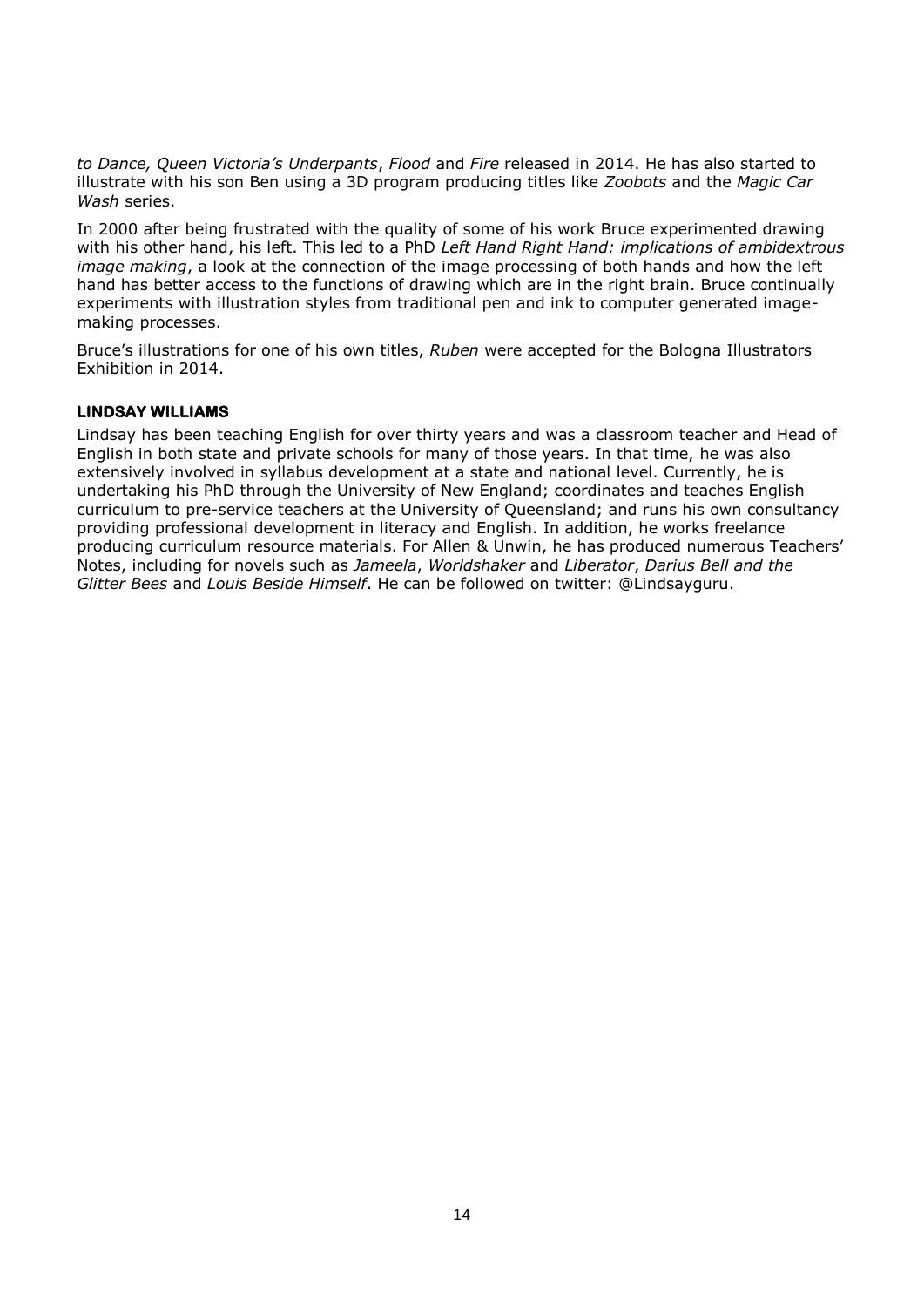*to Dance, Queen Victoria's Underpants*, *Flood* and *Fire* released in 2014. He has also started to illustrate with his son Ben using a 3D program producing titles like *Zoobots* and the *Magic Car Wash* series.

In 2000 after being frustrated with the quality of some of his work Bruce experimented drawing with his other hand, his left. This led to a PhD *Left Hand Right Hand: implications of ambidextrous image making*, a look at the connection of the image processing of both hands and how the left hand has better access to the functions of drawing which are in the right brain. Bruce continually experiments with illustration styles from traditional pen and ink to computer generated image-making processes.

Bruce's illustrations for one of his own titles, *Ruben* were accepted for the Bologna Illustrators Exhibition in 2014.

### LINDSAY WILLIAMS

Lindsay has been teaching English for over thirty years and was a classroom teacher and Head of English in both state and private schools for many of those years. In that time, he was also extensively involved in syllabus development at a state and national level. Currently, he is undertaking his PhD through the University of New England; coordinates and teaches English curriculum to pre-service teachers at the University of Queensland; and runs his own consultancy providing professional development in literacy and English. In addition, he works freelance producing curriculum resource materials. For Allen & Unwin, he has produced numerous Teachers' Notes, including for novels such as *Jameela*, *Worldshaker* and *Liberator*, *Darius Bell and the Glitter Bees* and *Louis Beside Himself*. He can be followed on twitter: @Lindsayguru.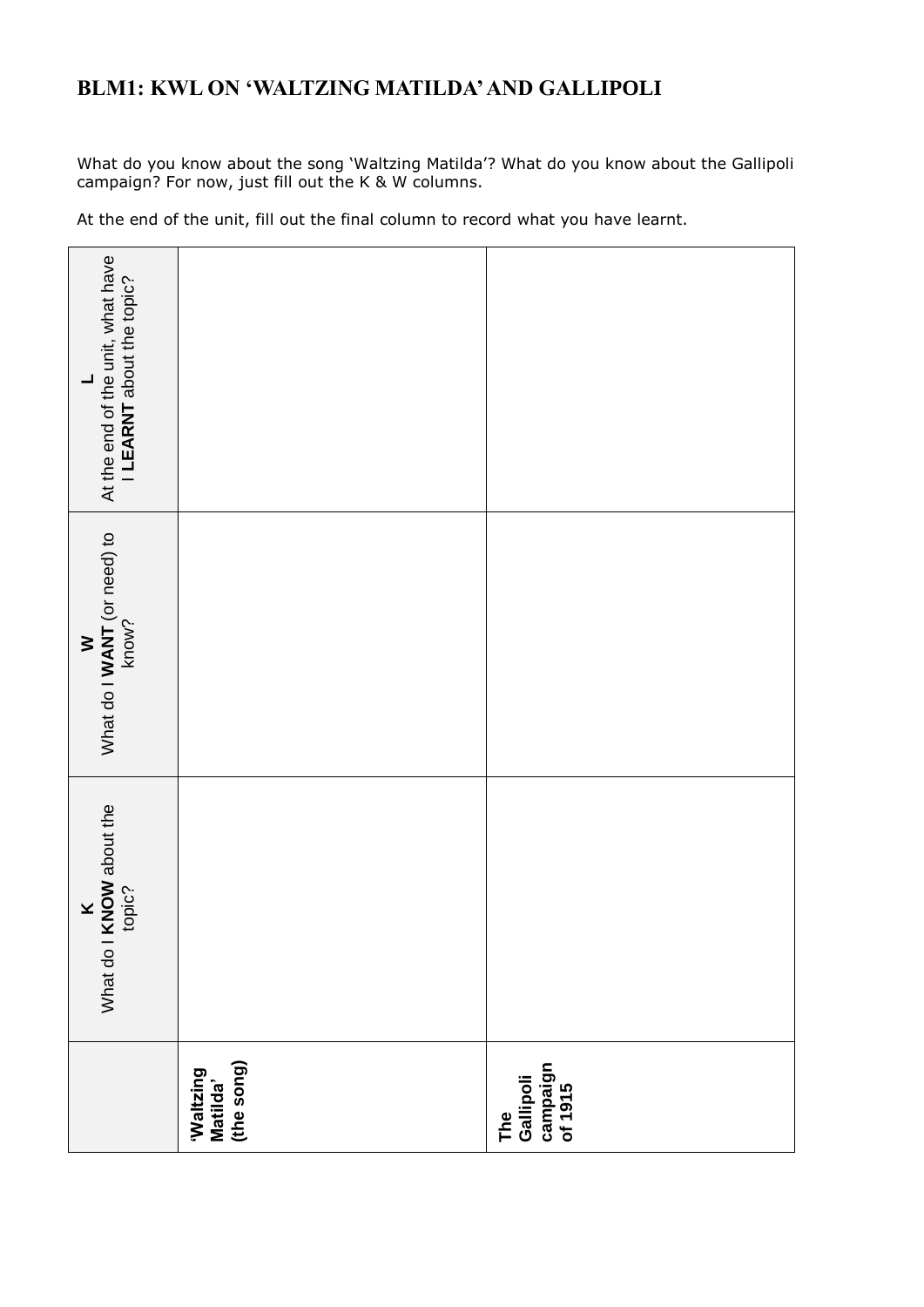# BLM1: KWL ON 'WALTZING MATILDA' AND GALLIPOLI

What do you know about the song 'Waltzing Matilda'? What do you know about the Gallipoli campaign? For now, just fill out the K & W columns.

At the end of the unit, fill out the final column to record what you have learnt.

| | **K** What do I **KNOW** about the topic? | **W** What do I **WANT** (or need) to know? | **L** At the end of the unit, what have I **LEARNT** about the topic? |
|---|---|---|---|
| **'Waltzing Matilda' (the song)** | | | |
| **The Gallipoli campaign of 1915** | | | |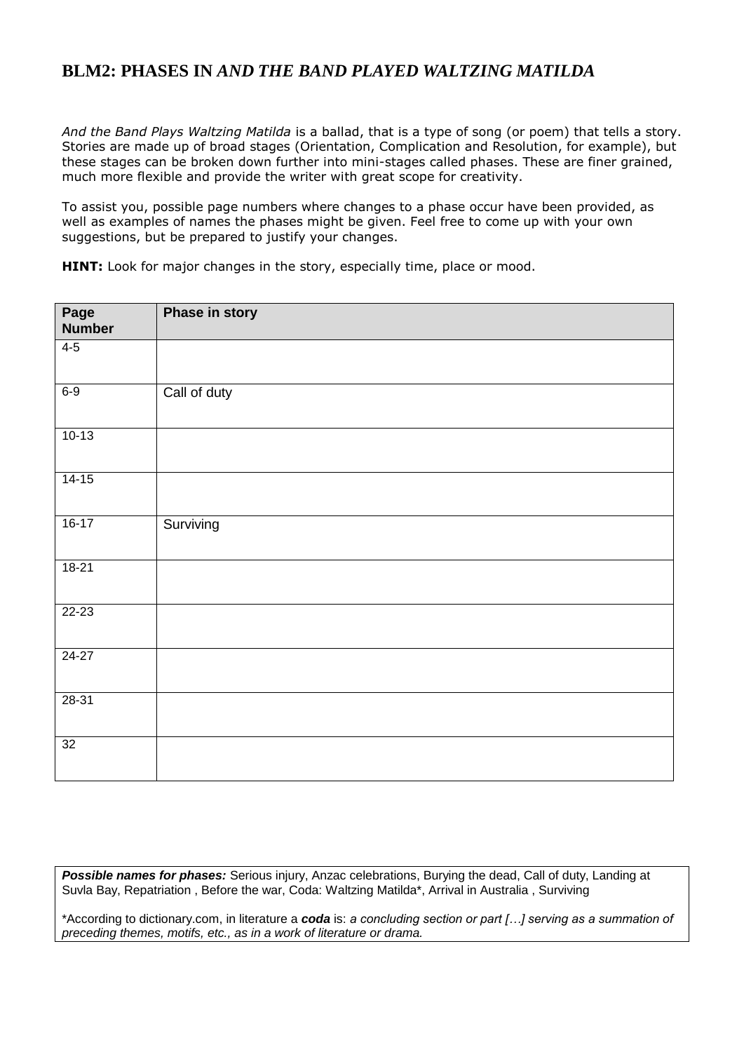## BLM2: PHASES IN *AND THE BAND PLAYED WALTZING MATILDA*

*And the Band Plays Waltzing Matilda* is a ballad, that is a type of song (or poem) that tells a story. Stories are made up of broad stages (Orientation, Complication and Resolution, for example), but these stages can be broken down further into mini-stages called phases. These are finer grained, much more flexible and provide the writer with great scope for creativity.

To assist you, possible page numbers where changes to a phase occur have been provided, as well as examples of names the phases might be given. Feel free to come up with your own suggestions, but be prepared to justify your changes.

**HINT:** Look for major changes in the story, especially time, place or mood.

| Page Number | Phase in story |
|---|---|
| 4-5 | |
| 6-9 | Call of duty |
| 10-13 | |
| 14-15 | |
| 16-17 | Surviving |
| 18-21 | |
| 22-23 | |
| 24-27 | |
| 28-31 | |
| 32 | |

***Possible names for phases:*** Serious injury, Anzac celebrations, Burying the dead, Call of duty, Landing at Suvla Bay, Repatriation , Before the war, Coda: Waltzing Matilda*, Arrival in Australia , Surviving

*According to dictionary.com, in literature a ***coda*** is: *a concluding section or part […] serving as a summation of preceding themes, motifs, etc., as in a work of literature or drama.*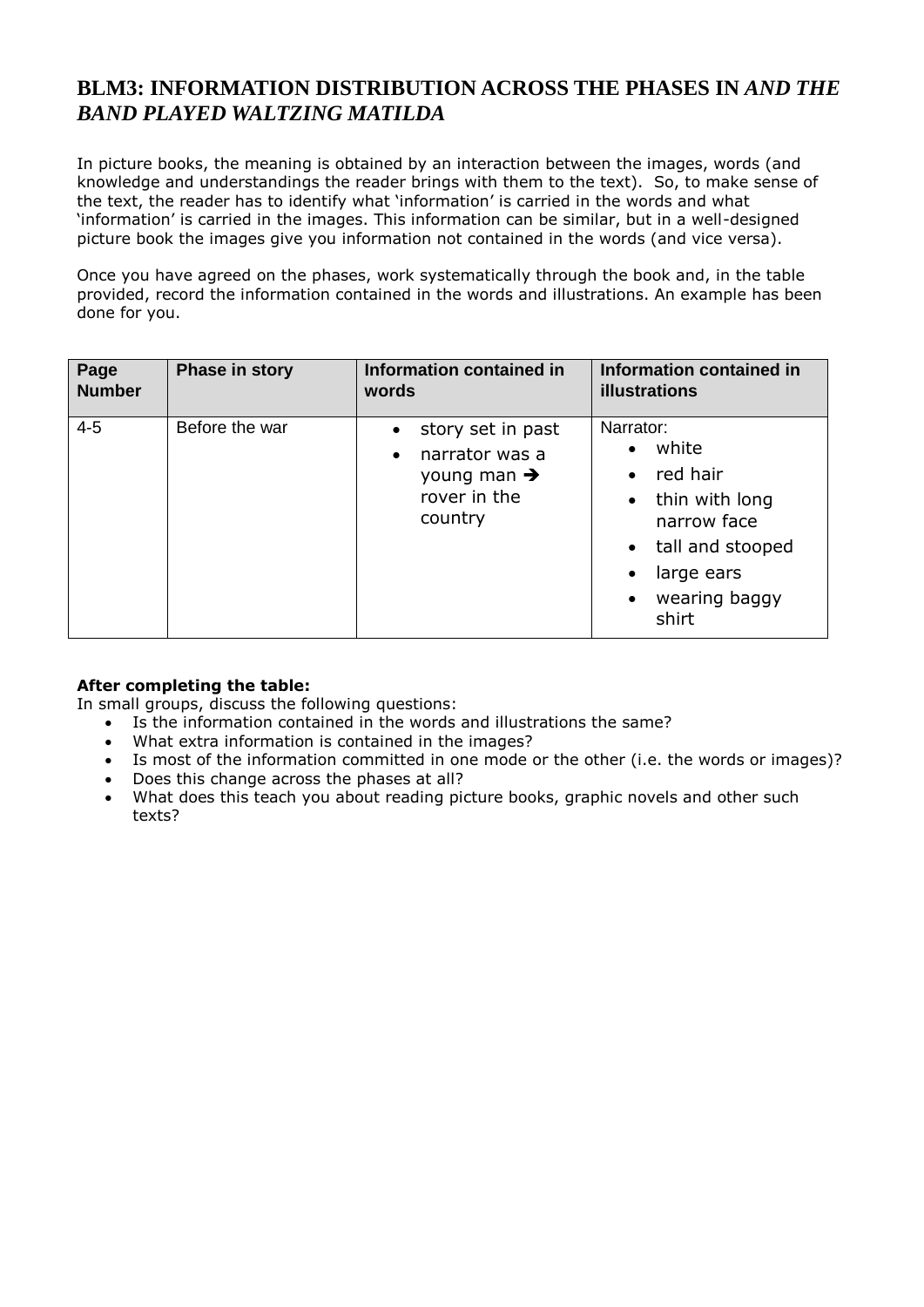# BLM3: INFORMATION DISTRIBUTION ACROSS THE PHASES IN *AND THE BAND PLAYED WALTZING MATILDA*

In picture books, the meaning is obtained by an interaction between the images, words (and knowledge and understandings the reader brings with them to the text). So, to make sense of the text, the reader has to identify what 'information' is carried in the words and what 'information' is carried in the images. This information can be similar, but in a well-designed picture book the images give you information not contained in the words (and vice versa).

Once you have agreed on the phases, work systematically through the book and, in the table provided, record the information contained in the words and illustrations. An example has been done for you.

| Page Number | Phase in story | Information contained in words | Information contained in illustrations |
|---|---|---|---|
| 4-5 | Before the war | • story set in past<br>• narrator was a young man ➔ rover in the country | Narrator:<br>• white<br>• red hair<br>• thin with long narrow face<br>• tall and stooped<br>• large ears<br>• wearing baggy shirt |

**After completing the table:**
In small groups, discuss the following questions:

- Is the information contained in the words and illustrations the same?
- What extra information is contained in the images?
- Is most of the information committed in one mode or the other (i.e. the words or images)?
- Does this change across the phases at all?
- What does this teach you about reading picture books, graphic novels and other such texts?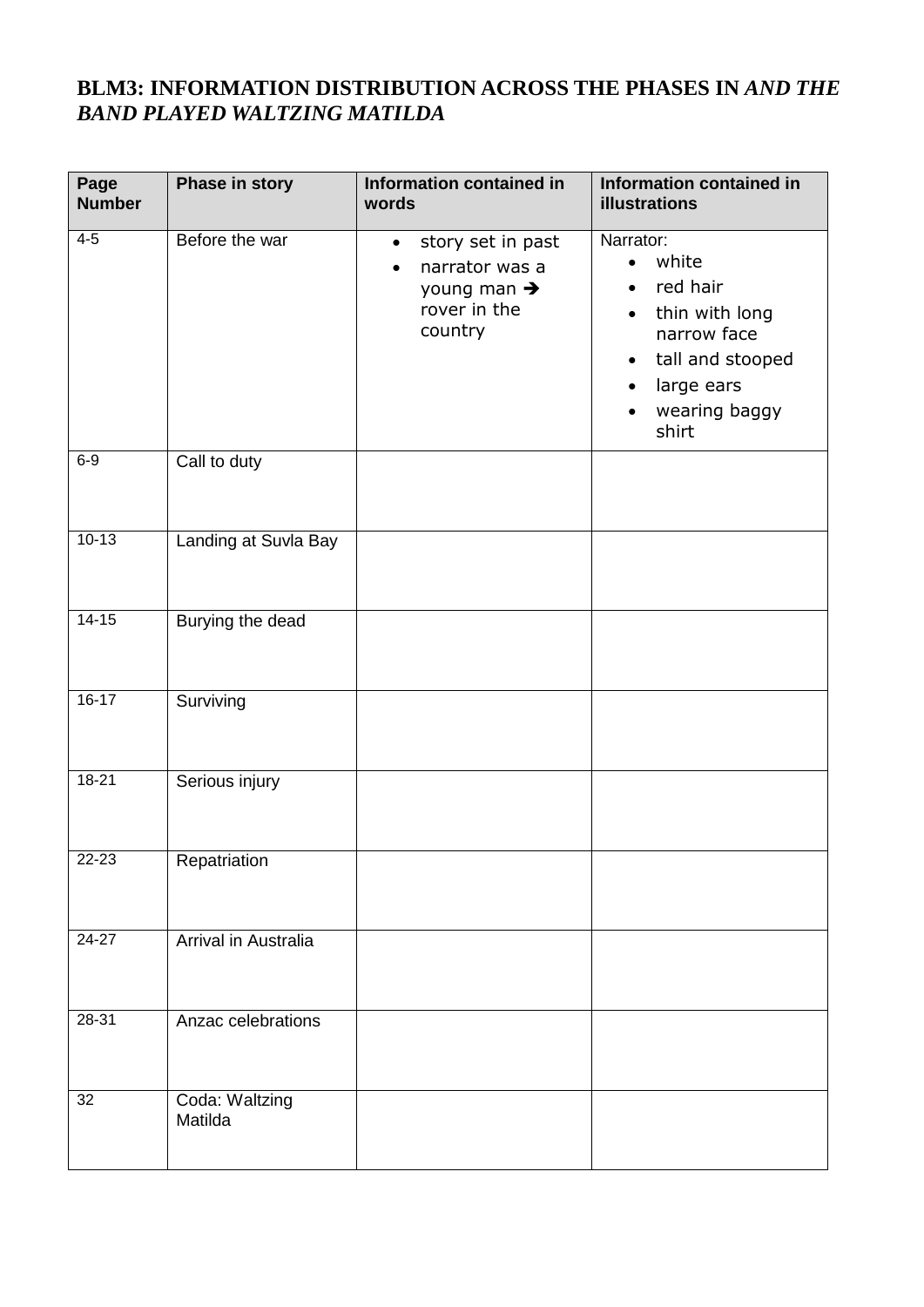## BLM3: INFORMATION DISTRIBUTION ACROSS THE PHASES IN *AND THE BAND PLAYED WALTZING MATILDA*

| Page Number | Phase in story | Information contained in words | Information contained in illustrations |
|---|---|---|---|
| 4-5 | Before the war | • story set in past<br>• narrator was a young man ➔ rover in the country | Narrator:<br>• white<br>• red hair<br>• thin with long narrow face<br>• tall and stooped<br>• large ears<br>• wearing baggy shirt |
| 6-9 | Call to duty | | |
| 10-13 | Landing at Suvla Bay | | |
| 14-15 | Burying the dead | | |
| 16-17 | Surviving | | |
| 18-21 | Serious injury | | |
| 22-23 | Repatriation | | |
| 24-27 | Arrival in Australia | | |
| 28-31 | Anzac celebrations | | |
| 32 | Coda: Waltzing Matilda | | |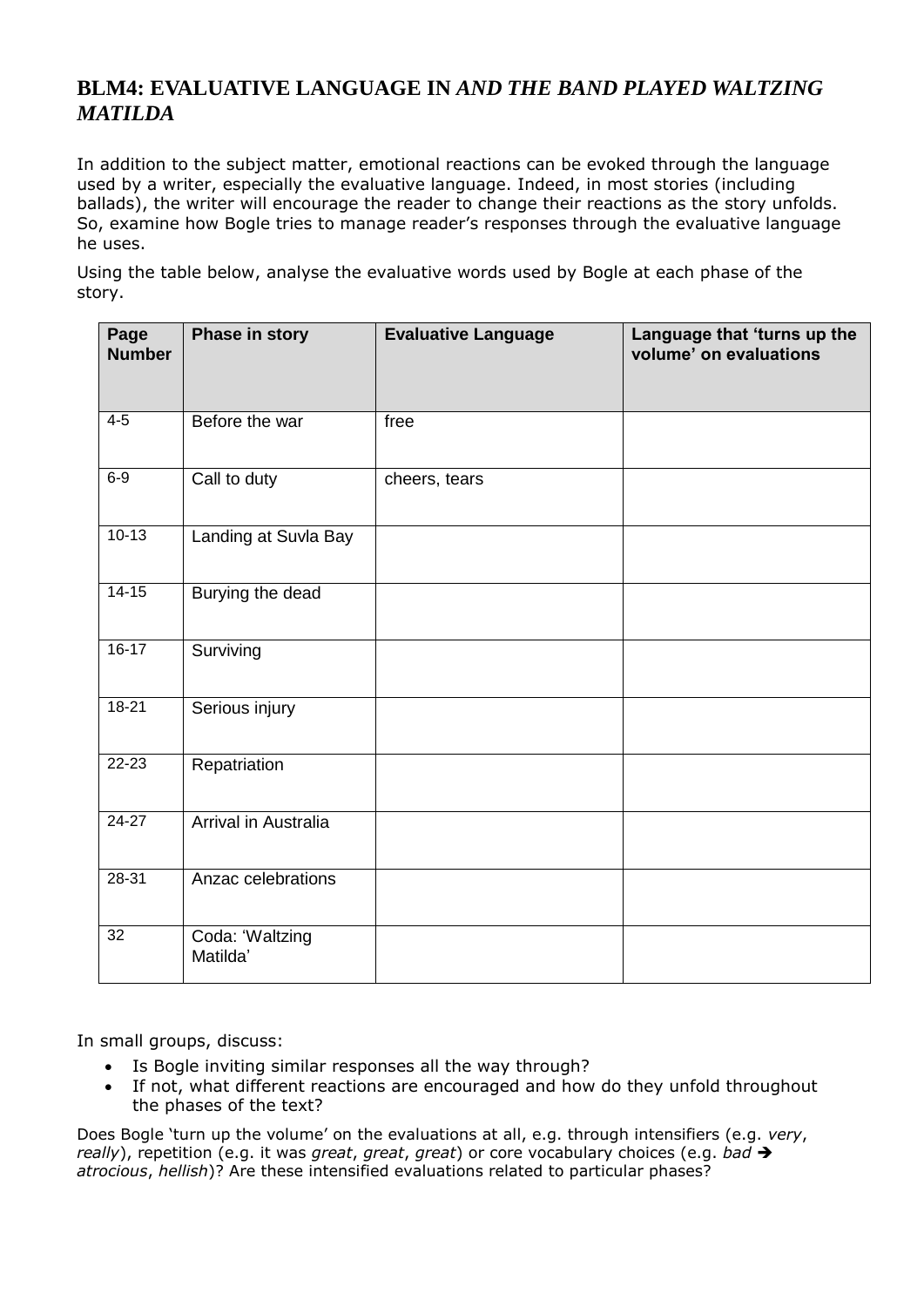# BLM4: EVALUATIVE LANGUAGE IN *AND THE BAND PLAYED WALTZING MATILDA*

In addition to the subject matter, emotional reactions can be evoked through the language used by a writer, especially the evaluative language. Indeed, in most stories (including ballads), the writer will encourage the reader to change their reactions as the story unfolds. So, examine how Bogle tries to manage reader's responses through the evaluative language he uses.

Using the table below, analyse the evaluative words used by Bogle at each phase of the story.

| Page Number | Phase in story | Evaluative Language | Language that 'turns up the volume' on evaluations |
|---|---|---|---|
| 4-5 | Before the war | free | |
| 6-9 | Call to duty | cheers, tears | |
| 10-13 | Landing at Suvla Bay | | |
| 14-15 | Burying the dead | | |
| 16-17 | Surviving | | |
| 18-21 | Serious injury | | |
| 22-23 | Repatriation | | |
| 24-27 | Arrival in Australia | | |
| 28-31 | Anzac celebrations | | |
| 32 | Coda: 'Waltzing Matilda' | | |

In small groups, discuss:

- Is Bogle inviting similar responses all the way through?
- If not, what different reactions are encouraged and how do they unfold throughout the phases of the text?

Does Bogle 'turn up the volume' on the evaluations at all, e.g. through intensifiers (e.g. *very*, *really*), repetition (e.g. it was *great*, *great*, *great*) or core vocabulary choices (e.g. *bad* ➔ *atrocious*, *hellish*)? Are these intensified evaluations related to particular phases?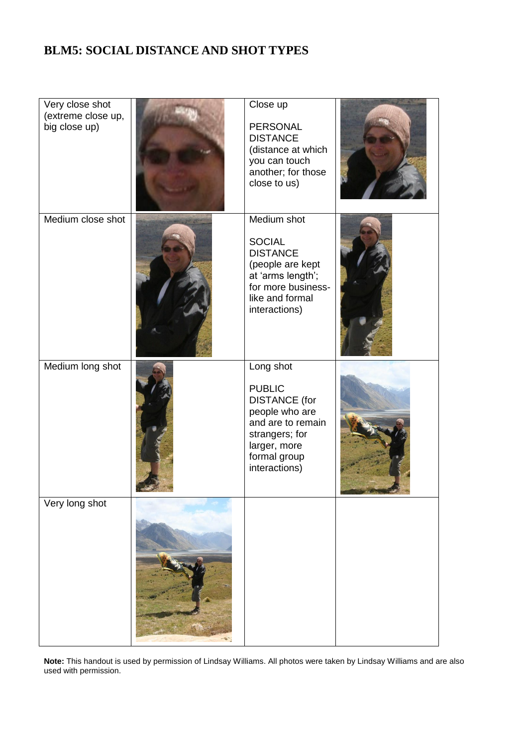## BLM5: SOCIAL DISTANCE AND SHOT TYPES

| | | | |
|---|---|---|---|
| Very close shot (extreme close up, big close up) | | Close up<br><br>PERSONAL DISTANCE (distance at which you can touch another; for those close to us) | |
| Medium close shot | | Medium shot<br><br>SOCIAL DISTANCE (people are kept at 'arms length'; for more business-like and formal interactions) | |
| Medium long shot | | Long shot<br><br>PUBLIC DISTANCE (for people who are and are to remain strangers; for larger, more formal group interactions) | |
| Very long shot | | | |

**Note:** This handout is used by permission of Lindsay Williams. All photos were taken by Lindsay Williams and are also used with permission.